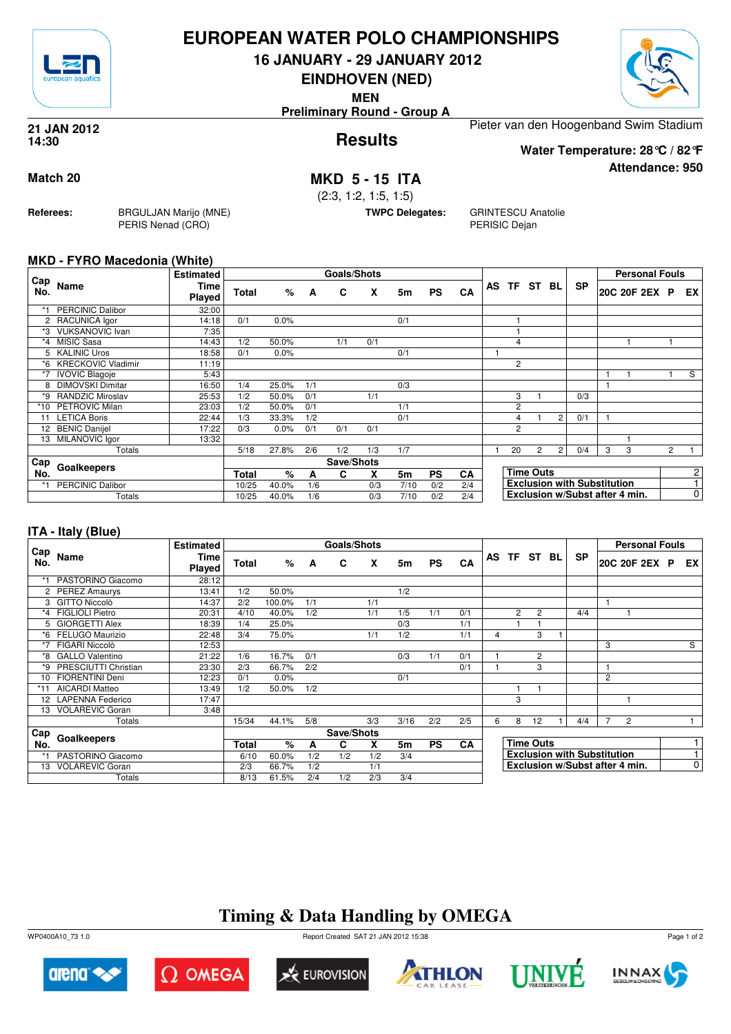# EUROPEAN WATER POLO CHAMPIONSHIPS

**16 JANUARY - 29 JANUARY 2012**

**EINDHOVEN (NED)**

**MEN**

**Preliminary Round - Group A**

**21 JAN 2012**
**14:30**

## Results

Pieter van den Hoogenband Swim Stadium

**Water Temperature: 28°C / 82°F**

**Attendance: 950**

**Match 20**

## MKD 5 - 15 ITA

(2:3, 1:2, 1:5, 1:5)

**Referees:** BRGULJAN Marijo (MNE), PERIS Nenad (CRO)

**TWPC Delegates:** GRINTESCU Anatolie, PERISIC Dejan

### MKD - FYRO Macedonia (White)

| Cap No. | Name | Estimated Time Played | Goals/Shots Total | % | A | C | X | 5m | PS | CA | AS | TF | ST | BL | SP | 20C | 20F | 2EX | P | EX |
|---|---|---|---|---|---|---|---|---|---|---|---|---|---|---|---|---|---|---|---|---|
| *1 | PERCINIC Dalibor | 32:00 | | | | | | | | | | | | | | | | | | |
| 2 | RACUNICA Igor | 14:18 | 0/1 | 0.0% | | | | 0/1 | | | | 1 | | | | | | | | |
| *3 | VUKSANOVIC Ivan | 7:35 | | | | | | | | | | 1 | | | | | | | | |
| *4 | MISIC Sasa | 14:43 | 1/2 | 50.0% | | 1/1 | 0/1 | | | | | 4 | | | | | 1 | | 1 | |
| 5 | KALINIC Uros | 18:58 | 0/1 | 0.0% | | | | 0/1 | | | 1 | | | | | | | | | |
| *6 | KRECKOVIC Vladimir | 11:19 | | | | | | | | | | 2 | | | | | | | | |
| *7 | IVOVIC Blagoje | 5:43 | | | | | | | | | | | | | | 1 | 1 | | 1 | S |
| 8 | DIMOVSKI Dimitar | 16:50 | 1/4 | 25.0% | 1/1 | | | 0/3 | | | | | | | | 1 | | | | |
| *9 | RANDZIC Miroslav | 25:53 | 1/2 | 50.0% | 0/1 | | 1/1 | | | | | 3 | 1 | | 0/3 | | | | | |
| *10 | PETROVIC Milan | 23:03 | 1/2 | 50.0% | 0/1 | | | 1/1 | | | | 2 | | | | | | | | |
| 11 | LETICA Boris | 22:44 | 1/3 | 33.3% | 1/2 | | | 0/1 | | | | 4 | 1 | 2 | 0/1 | 1 | | | | |
| 12 | BENIC Danijel | 17:22 | 0/3 | 0.0% | 0/1 | 0/1 | 0/1 | | | | | 2 | | | | | | | | |
| 13 | MILANOVIC Igor | 13:32 | | | | | | | | | | | | | | | 1 | | | |
| | Totals | | 5/18 | 27.8% | 2/6 | 1/2 | 1/3 | 1/7 | | | 1 | 20 | 2 | 2 | 0/4 | 3 | 3 | | 2 | 1 |

| Cap No. | Goalkeepers | Save/Shots Total | % | A | C | X | 5m | PS | CA |
|---|---|---|---|---|---|---|---|---|---|
| *1 | PERCINIC Dalibor | 10/25 | 40.0% | 1/6 | | 0/3 | 7/10 | 0/2 | 2/4 |
| | Totals | 10/25 | 40.0% | 1/6 | | 0/3 | 7/10 | 0/2 | 2/4 |

| | |
|---|---|
| Time Outs | 2 |
| Exclusion with Substitution | 1 |
| Exclusion w/Subst after 4 min. | 0 |

### ITA - Italy (Blue)

| Cap No. | Name | Estimated Time Played | Goals/Shots Total | % | A | C | X | 5m | PS | CA | AS | TF | ST | BL | SP | 20C | 20F | 2EX | P | EX |
|---|---|---|---|---|---|---|---|---|---|---|---|---|---|---|---|---|---|---|---|---|
| *1 | PASTORINO Giacomo | 28:12 | | | | | | | | | | | | | | | | | | |
| 2 | PEREZ Amaurys | 13:41 | 1/2 | 50.0% | | | | 1/2 | | | | | | | | | | | | |
| 3 | GITTO Niccolò | 14:37 | 2/2 | 100.0% | 1/1 | | 1/1 | | | | | | | | | 1 | | | | |
| *4 | FIGLIOLI Pietro | 20:31 | 4/10 | 40.0% | 1/2 | | 1/1 | 1/5 | 1/1 | 0/1 | | 2 | 2 | | 4/4 | | 1 | | | |
| 5 | GIORGETTI Alex | 18:39 | 1/4 | 25.0% | | | | 0/3 | | 1/1 | | 1 | 1 | | | | | | | |
| *6 | FELUGO Maurizio | 22:48 | 3/4 | 75.0% | | | 1/1 | 1/2 | | 1/1 | 4 | | 3 | 1 | | | | | | |
| *7 | FIGARI Niccolò | 12:53 | | | | | | | | | | | | | | 3 | | | | S |
| *8 | GALLO Valentino | 21:22 | 1/6 | 16.7% | 0/1 | | | 0/3 | 1/1 | 0/1 | 1 | | 2 | | | | | | | |
| *9 | PRESCIUTTI Christian | 23:30 | 2/3 | 66.7% | 2/2 | | | | | 0/1 | 1 | | 3 | | | 1 | | | | |
| 10 | FIORENTINI Deni | 12:23 | 0/1 | 0.0% | | | | 0/1 | | | | | | | | 2 | | | | |
| *11 | AICARDI Matteo | 13:49 | 1/2 | 50.0% | 1/2 | | | | | | | 1 | 1 | | | | | | | |
| 12 | LAPENNA Federico | 17:47 | | | | | | | | | | 3 | | | | | 1 | | | |
| 13 | VOLAREVIC Goran | 3:48 | | | | | | | | | | | | | | | | | | |
| | Totals | | 15/34 | 44.1% | 5/8 | | 3/3 | 3/16 | 2/2 | 2/5 | 6 | 8 | 12 | 1 | 4/4 | 7 | 2 | | | 1 |

| Cap No. | Goalkeepers | Save/Shots Total | % | A | C | X | 5m | PS | CA |
|---|---|---|---|---|---|---|---|---|---|
| *1 | PASTORINO Giacomo | 6/10 | 60.0% | 1/2 | 1/2 | 1/2 | 3/4 | | |
| 13 | VOLAREVIC Goran | 2/3 | 66.7% | 1/2 | | 1/1 | | | |
| | Totals | 8/13 | 61.5% | 2/4 | 1/2 | 2/3 | 3/4 | | |

| | |
|---|---|
| Time Outs | 1 |
| Exclusion with Substitution | 1 |
| Exclusion w/Subst after 4 min. | 0 |

## Timing & Data Handling by OMEGA

WP0400A10_73 1.0 — Report Created SAT 21 JAN 2012 15:38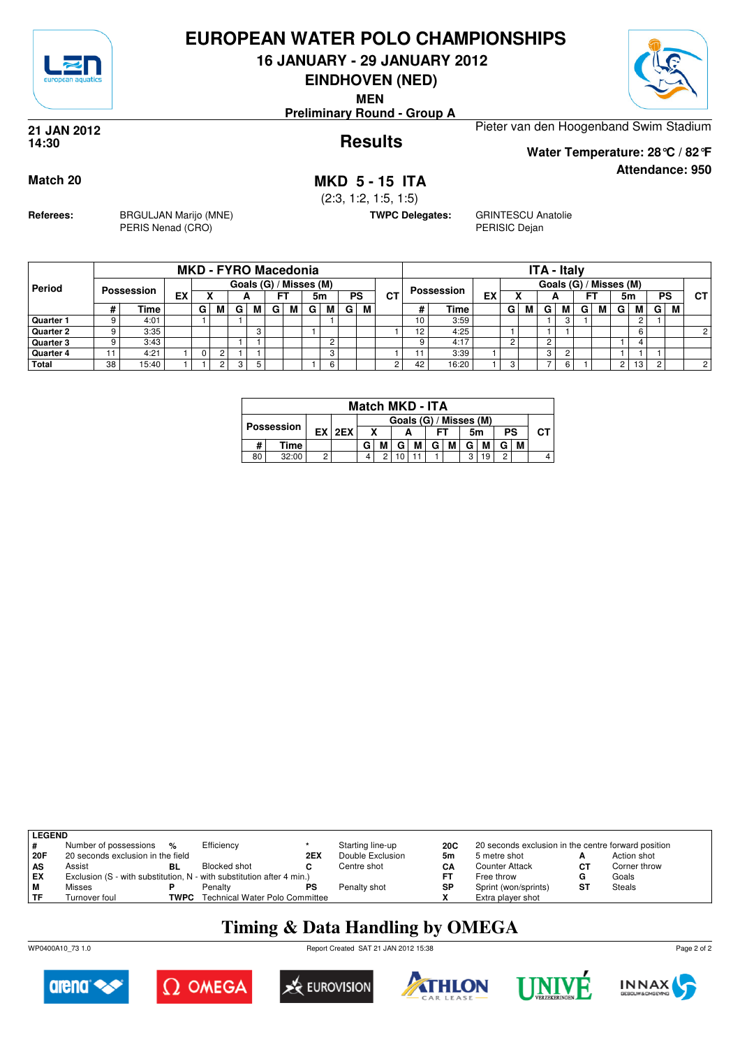# EUROPEAN WATER POLO CHAMPIONSHIPS

**16 JANUARY - 29 JANUARY 2012**

**EINDHOVEN (NED)**

**MEN**

**Preliminary Round - Group A**

**21 JAN 2012**
**14:30**

## Results

Pieter van den Hoogenband Swim Stadium

**Water Temperature: 28°C / 82°F**

**Attendance: 950**

**Match 20**

## MKD 5 - 15 ITA

(2:3, 1:2, 1:5, 1:5)

**Referees:** BRGULJAN Marijo (MNE), PERIS Nenad (CRO)

**TWPC Delegates:** GRINTESCU Anatolie, PERISIC Dejan

| Period | MKD - FYRO Macedonia | | | | | | | | | | | | | | ITA - Italy | | | | | | | | | | | | | |
|---|---|---|---|---|---|---|---|---|---|---|---|---|---|---|---|---|---|---|---|---|---|---|---|---|---|---|---|---|
| | Possession | | EX | Goals (G) / Misses (M) | | | | | | | | | | CT | Possession | | EX | Goals (G) / Misses (M) | | | | | | | | | | CT |
| | | | | X | | A | | FT | | 5m | | PS | | | | | | X | | A | | FT | | 5m | | PS | | |
| | # | Time | | G | M | G | M | G | M | G | M | G | M | | # | Time | | G | M | G | M | G | M | G | M | G | M | |
| Quarter 1 | 9 | 4:01 | | 1 | | 1 | | | | | 1 | | | | 10 | 3:59 | | | | 1 | 3 | | | | 2 | 1 | | |
| Quarter 2 | 9 | 3:35 | | | | | 3 | | | 1 | | | | 1 | 12 | 4:25 | | 1 | | 1 | 1 | | | | 6 | | | 2 |
| Quarter 3 | 9 | 3:43 | | | | 1 | 1 | | | | 2 | | | | 9 | 4:17 | | 2 | | 2 | | | | 1 | 4 | | | |
| Quarter 4 | 11 | 4:21 | 1 | 0 | 2 | 1 | 1 | | | | 3 | | | 1 | 11 | 3:39 | 1 | | | 3 | 2 | | | 1 | 1 | 1 | | |
| Total | 38 | 15:40 | 1 | 1 | 2 | 3 | 5 | | | 1 | 6 | | | 2 | 42 | 16:20 | 1 | 3 | | 7 | 6 | 1 | | 2 | 13 | 2 | | 2 |

| Match MKD - ITA | | | | | | | | | | | | | | |
|---|---|---|---|---|---|---|---|---|---|---|---|---|---|---|
| Possession | | EX | 2EX | Goals (G) / Misses (M) | | | | | | | | | | CT |
| | | | | X | | A | | FT | | 5m | | PS | | |
| # | Time | | | G | M | G | M | G | M | G | M | G | M | |
| 80 | 32:00 | 2 | | 4 | 2 | 10 | 11 | 1 | | 3 | 19 | 2 | | 4 |

**LEGEND**

| | | | | | | | | | |
|---|---|---|---|---|---|---|---|---|---|
| # | Number of possessions | % | Efficiency | * | Starting line-up | 20C | 20 seconds exclusion in the centre forward position | | |
| 20F | 20 seconds exclusion in the field | | | 2EX | Double Exclusion | 5m | 5 metre shot | A | Action shot |
| AS | Assist | BL | Blocked shot | C | Centre shot | CA | Counter Attack | CT | Corner throw |
| EX | Exclusion (S - with substitution, N - with substitution after 4 min.) | | | | | FT | Free throw | G | Goals |
| M | Misses | P | Penalty | PS | Penalty shot | SP | Sprint (won/sprints) | ST | Steals |
| TF | Turnover foul | TWPC | Technical Water Polo Committee | | | X | Extra player shot | | |

## Timing & Data Handling by OMEGA

WP0400A10_73 1.0    Report Created SAT 21 JAN 2012 15:38